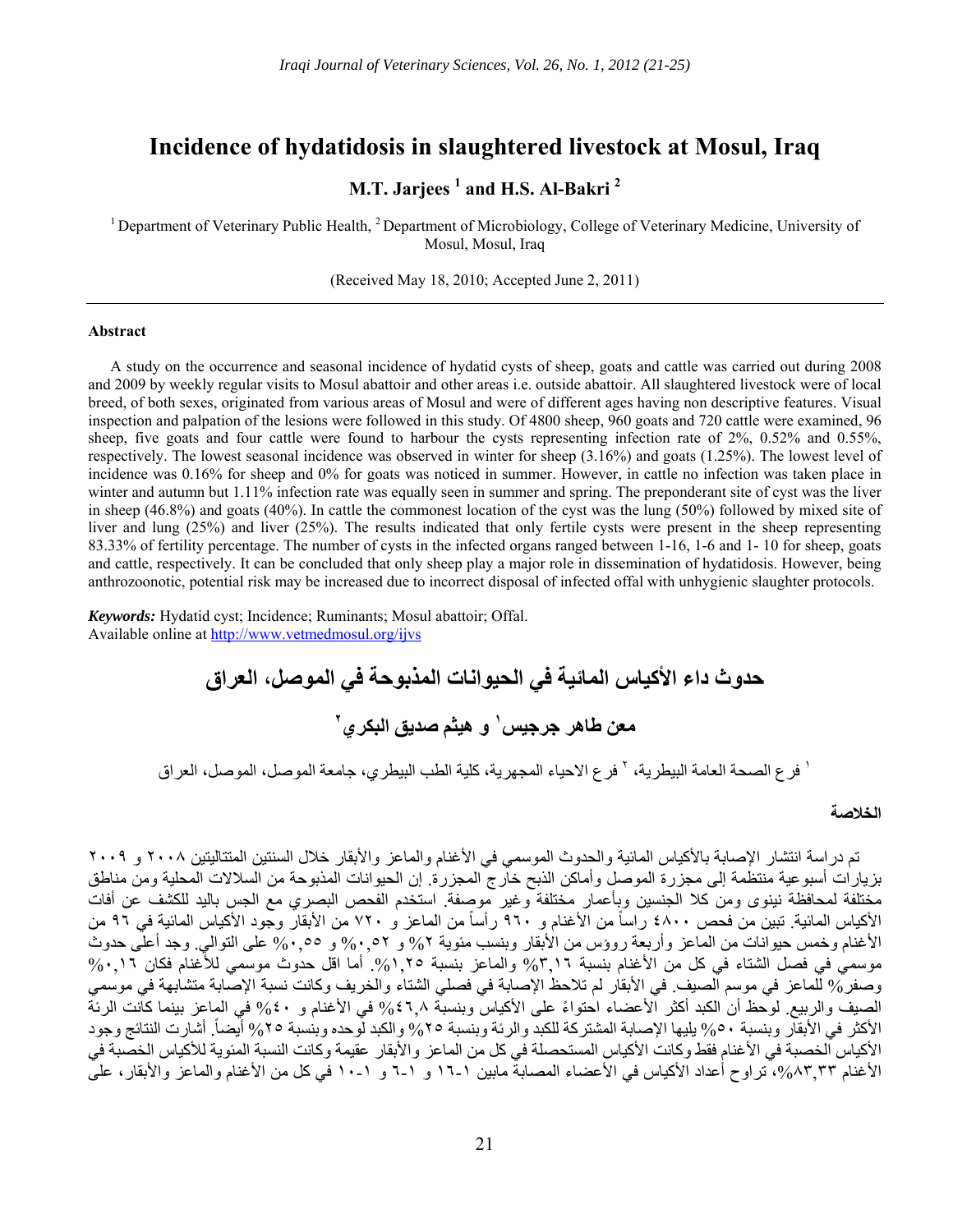# Incidence of hydatidosis in slaughtered livestock at Mosul, Iraq

**M.T. Jarjees [1] and H.S. Al-Bakri [2]**

[1] Department of Veterinary Public Health, [2] Department of Microbiology, College of Veterinary Medicine, University of Mosul, Mosul, Iraq

(Received May 18, 2010; Accepted June 2, 2011)

## Abstract

A study on the occurrence and seasonal incidence of hydatid cysts of sheep, goats and cattle was carried out during 2008 and 2009 by weekly regular visits to Mosul abattoir and other areas i.e. outside abattoir. All slaughtered livestock were of local breed, of both sexes, originated from various areas of Mosul and were of different ages having non descriptive features. Visual inspection and palpation of the lesions were followed in this study. Of 4800 sheep, 960 goats and 720 cattle were examined, 96 sheep, five goats and four cattle were found to harbour the cysts representing infection rate of 2%, 0.52% and 0.55%, respectively. The lowest seasonal incidence was observed in winter for sheep (3.16%) and goats (1.25%). The lowest level of incidence was 0.16% for sheep and 0% for goats was noticed in summer. However, in cattle no infection was taken place in winter and autumn but 1.11% infection rate was equally seen in summer and spring. The preponderant site of cyst was the liver in sheep (46.8%) and goats (40%). In cattle the commonest location of the cyst was the lung (50%) followed by mixed site of liver and lung (25%) and liver (25%). The results indicated that only fertile cysts were present in the sheep representing 83.33% of fertility percentage. The number of cysts in the infected organs ranged between 1-16, 1-6 and 1- 10 for sheep, goats and cattle, respectively. It can be concluded that only sheep play a major role in dissemination of hydatidosis. However, being anthrozoonotic, potential risk may be increased due to incorrect disposal of infected offal with unhygienic slaughter protocols.

***Keywords:*** Hydatid cyst; Incidence; Ruminants; Mosul abattoir; Offal.
Available online at http://www.vetmedmosul.org/ijvs

# حدوث داء الأكياس المائية في الحيوانات المذبوحة في الموصل، العراق

**معن طاهر جرجيس [١] و هيثم صديق البكري [٢]**

[١] فرع الصحة العامة البيطرية، [٢] فرع الاحياء المجهرية، كلية الطب البيطري، جامعة الموصل، الموصل، العراق

## الخلاصة

تم دراسة انتشار الإصابة بالأكياس المائية والحدوث الموسمي في الأغنام والماعز والأبقار خلال السنتين المتتاليتين ٢٠٠٨ و ٢٠٠٩ بزيارات أسبوعية منتظمة إلى مجزرة الموصل وأماكن الذبح خارج المجزرة. إن الحيوانات المذبوحة من السلالات المحلية ومن مناطق مختلفة لمحافظة نينوى ومن كلا الجنسين وبأعمار مختلفة وغير موصفة. استخدم الفحص البصري مع الجس باليد للكشف عن أفات الأكياس المائية. تبين من فحص ٤٨٠٠ رأساً من الأغنام و ٩٦٠ رأساً من الماعز و ٧٢٠ من الأبقار وجود الأكياس المائية في ٩٦ من الأغنام وخمس حيوانات من الماعز وأربعة رؤوس من الأبقار وبنسب مئوية ٢% و ٠,٥٢% و ٠,٥٥% على التوالي. وجد أعلى حدوث موسمي في فصل الشتاء في كل من الأغنام بنسبة ٣,١٦% والماعز بنسبة ١,٢٥%. أما اقل حدوث موسمي للأغنام فكان ٠,١٦% وصفر% للماعز في موسم الصيف. في الأبقار لم تلاحظ الإصابة في فصلي الشتاء والخريف وكانت نسبة الإصابة متشابهة في موسمي الصيف والربيع. لوحظ أن الكبد أكثر الأعضاء احتواءً على الأكياس وبنسبة ٤٦,٨% في الأغنام و ٤٠% في الماعز بينما كانت الرئة الأكثر في الأبقار وبنسبة ٥٠% يليها الإصابة المشتركة للكبد والرئة وبنسبة ٢٥% والكبد لوحده وبنسبة ٢٥% أيضاً. أشارت النتائج وجود الأكياس الخصبة في الأغنام فقط وكانت الأكياس المستحصلة في كل من الماعز والأبقار عقيمة وكانت النسبة المئوية للأكياس الخصبة في الأغنام ٨٣,٣٣%، تراوح أعداد الأكياس في الأعضاء المصابة مابين ١-١٦ و ١-٦ و ١-١٠ في كل من الأغنام والماعز والأبقار، على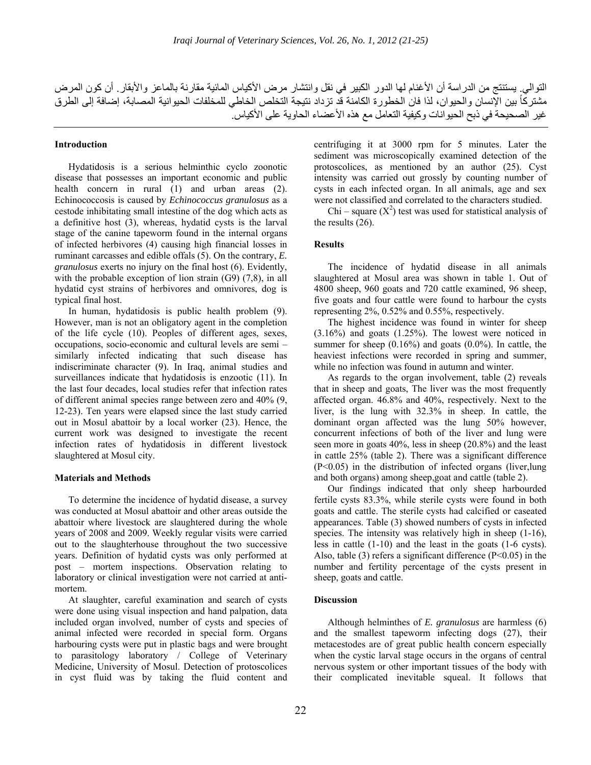التوالي. يستنتج من الدراسة أن الأغنام لها الدور الكبير في نقل وانتشار مرض الأكياس المائية مقارنة بالماعز والأبقار. أن كون المرض مشتركاً بين الإنسان والحيوان، لذا فان الخطورة الكامنة قد تزداد نتيجة التخلص الخاطئ للمخلفات الحيوانية المصابة، إضافة إلى الطرق غير الصحيحة في ذبح الحيوانات وكيفية التعامل مع هذه الأعضاء الحاوية على الأكياس.

## Introduction

Hydatidosis is a serious helminthic cyclo zoonotic disease that possesses an important economic and public health concern in rural (1) and urban areas (2). Echinococcosis is caused by *Echinococcus granulosus* as a cestode inhibitating small intestine of the dog which acts as a definitive host (3), whereas, hydatid cysts is the larval stage of the canine tapeworm found in the internal organs of infected herbivores (4) causing high financial losses in ruminant carcasses and edible offals (5). On the contrary, *E. granulosus* exerts no injury on the final host (6). Evidently, with the probable exception of lion strain (G9) (7,8), in all hydatid cyst strains of herbivores and omnivores, dog is typical final host.

In human, hydatidosis is public health problem (9). However, man is not an obligatory agent in the completion of the life cycle (10). Peoples of different ages, sexes, occupations, socio-economic and cultural levels are semi – similarly infected indicating that such disease has indiscriminate character (9). In Iraq, animal studies and surveillances indicate that hydatidosis is enzootic (11). In the last four decades, local studies refer that infection rates of different animal species range between zero and 40% (9, 12-23). Ten years were elapsed since the last study carried out in Mosul abattoir by a local worker (23). Hence, the current work was designed to investigate the recent infection rates of hydatidosis in different livestock slaughtered at Mosul city.

## Materials and Methods

To determine the incidence of hydatid disease, a survey was conducted at Mosul abattoir and other areas outside the abattoir where livestock are slaughtered during the whole years of 2008 and 2009. Weekly regular visits were carried out to the slaughterhouse throughout the two successive years. Definition of hydatid cysts was only performed at post – mortem inspections. Observation relating to laboratory or clinical investigation were not carried at anti-mortem.

At slaughter, careful examination and search of cysts were done using visual inspection and hand palpation, data included organ involved, number of cysts and species of animal infected were recorded in special form. Organs harbouring cysts were put in plastic bags and were brought to parasitology laboratory / College of Veterinary Medicine, University of Mosul. Detection of protoscolices in cyst fluid was by taking the fluid content and centrifuging it at 3000 rpm for 5 minutes. Later the sediment was microscopically examined detection of the protoscolices, as mentioned by an author (25). Cyst intensity was carried out grossly by counting number of cysts in each infected organ. In all animals, age and sex were not classified and correlated to the characters studied.

Chi – square ($X^2$) test was used for statistical analysis of the results (26).

## Results

The incidence of hydatid disease in all animals slaughtered at Mosul area was shown in table 1. Out of 4800 sheep, 960 goats and 720 cattle examined, 96 sheep, five goats and four cattle were found to harbour the cysts representing 2%, 0.52% and 0.55%, respectively.

The highest incidence was found in winter for sheep (3.16%) and goats (1.25%). The lowest were noticed in summer for sheep (0.16%) and goats (0.0%). In cattle, the heaviest infections were recorded in spring and summer, while no infection was found in autumn and winter.

As regards to the organ involvement, table (2) reveals that in sheep and goats, The liver was the most frequently affected organ. 46.8% and 40%, respectively. Next to the liver, is the lung with 32.3% in sheep. In cattle, the dominant organ affected was the lung 50% however, concurrent infections of both of the liver and lung were seen more in goats 40%, less in sheep (20.8%) and the least in cattle 25% (table 2). There was a significant difference ($P<0.05$) in the distribution of infected organs (liver,lung and both organs) among sheep,goat and cattle (table 2).

Our findings indicated that only sheep harbourded fertile cysts 83.3%, while sterile cysts were found in both goats and cattle. The sterile cysts had calcified or caseated appearances. Table (3) showed numbers of cysts in infected species. The intensity was relatively high in sheep (1-16), less in cattle (1-10) and the least in the goats (1-6 cysts). Also, table (3) refers a significant difference ($P<0.05$) in the number and fertility percentage of the cysts present in sheep, goats and cattle.

## Discussion

Although helminthes of *E. granulosus* are harmless (6) and the smallest tapeworm infecting dogs (27), their metacestodes are of great public health concern especially when the cystic larval stage occurs in the organs of central nervous system or other important tissues of the body with their complicated inevitable squeal. It follows that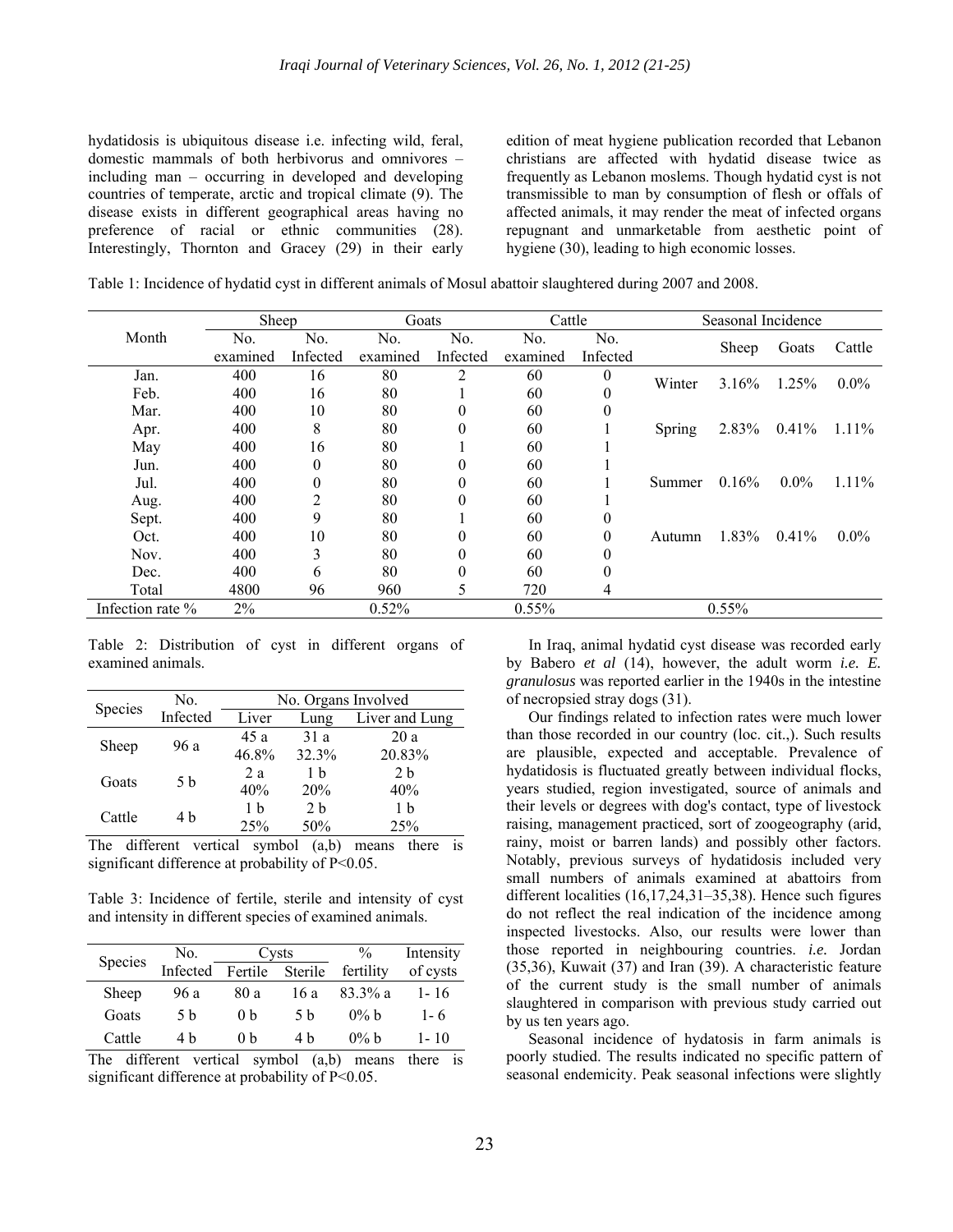hydatidosis is ubiquitous disease i.e. infecting wild, feral, domestic mammals of both herbivorus and omnivores – including man – occurring in developed and developing countries of temperate, arctic and tropical climate (9). The disease exists in different geographical areas having no preference of racial or ethnic communities (28). Interestingly, Thornton and Gracey (29) in their early edition of meat hygiene publication recorded that Lebanon christians are affected with hydatid disease twice as frequently as Lebanon moslems. Though hydatid cyst is not transmissible to man by consumption of flesh or offals of affected animals, it may render the meat of infected organs repugnant and unmarketable from aesthetic point of hygiene (30), leading to high economic losses.

Table 1: Incidence of hydatid cyst in different animals of Mosul abattoir slaughtered during 2007 and 2008.

| Month | Sheep | | Goats | | Cattle | | Seasonal Incidence | | | |
|---|---|---|---|---|---|---|---|---|---|---|
| | No. examined | No. Infected | No. examined | No. Infected | No. examined | No. Infected | | Sheep | Goats | Cattle |
| Jan. | 400 | 16 | 80 | 2 | 60 | 0 | Winter | 3.16% | 1.25% | 0.0% |
| Feb. | 400 | 16 | 80 | 1 | 60 | 0 | | | | |
| Mar. | 400 | 10 | 80 | 0 | 60 | 0 | | | | |
| Apr. | 400 | 8 | 80 | 0 | 60 | 1 | Spring | 2.83% | 0.41% | 1.11% |
| May | 400 | 16 | 80 | 1 | 60 | 1 | | | | |
| Jun. | 400 | 0 | 80 | 0 | 60 | 1 | | | | |
| Jul. | 400 | 0 | 80 | 0 | 60 | 1 | Summer | 0.16% | 0.0% | 1.11% |
| Aug. | 400 | 2 | 80 | 0 | 60 | 1 | | | | |
| Sept. | 400 | 9 | 80 | 1 | 60 | 0 | | | | |
| Oct. | 400 | 10 | 80 | 0 | 60 | 0 | Autumn | 1.83% | 0.41% | 0.0% |
| Nov. | 400 | 3 | 80 | 0 | 60 | 0 | | | | |
| Dec. | 400 | 6 | 80 | 0 | 60 | 0 | | | | |
| Total | 4800 | 96 | 960 | 5 | 720 | 4 | | | | |
| Infection rate % | 2% | | 0.52% | | 0.55% | | | 0.55% | | |

Table 2: Distribution of cyst in different organs of examined animals.

| Species | No. Infected | No. Organs Involved | | |
|---|---|---|---|---|
| | | Liver | Lung | Liver and Lung |
| Sheep | 96 a | 45 a<br>46.8% | 31 a<br>32.3% | 20 a<br>20.83% |
| Goats | 5 b | 2 a<br>40% | 1 b<br>20% | 2 b<br>40% |
| Cattle | 4 b | 1 b<br>25% | 2 b<br>50% | 1 b<br>25% |

The different vertical symbol (a,b) means there is significant difference at probability of P<0.05.

Table 3: Incidence of fertile, sterile and intensity of cyst and intensity in different species of examined animals.

| Species | No. Infected | Cysts | | % fertility | Intensity of cysts |
|---|---|---|---|---|---|
| | | Fertile | Sterile | | |
| Sheep | 96 a | 80 a | 16 a | 83.3% a | 1- 16 |
| Goats | 5 b | 0 b | 5 b | 0% b | 1- 6 |
| Cattle | 4 b | 0 b | 4 b | 0% b | 1- 10 |

The different vertical symbol (a,b) means there is significant difference at probability of P<0.05.

In Iraq, animal hydatid cyst disease was recorded early by Babero *et al* (14), however, the adult worm *i.e. E. granulosus* was reported earlier in the 1940s in the intestine of necropsied stray dogs (31).

Our findings related to infection rates were much lower than those recorded in our country (loc. cit.,). Such results are plausible, expected and acceptable. Prevalence of hydatidosis is fluctuated greatly between individual flocks, years studied, region investigated, source of animals and their levels or degrees with dog's contact, type of livestock raising, management practiced, sort of zoogeography (arid, rainy, moist or barren lands) and possibly other factors. Notably, previous surveys of hydatidosis included very small numbers of animals examined at abattoirs from different localities (16,17,24,31–35,38). Hence such figures do not reflect the real indication of the incidence among inspected livestocks. Also, our results were lower than those reported in neighbouring countries. *i.e.* Jordan (35,36), Kuwait (37) and Iran (39). A characteristic feature of the current study is the small number of animals slaughtered in comparison with previous study carried out by us ten years ago.

Seasonal incidence of hydatosis in farm animals is poorly studied. The results indicated no specific pattern of seasonal endemicity. Peak seasonal infections were slightly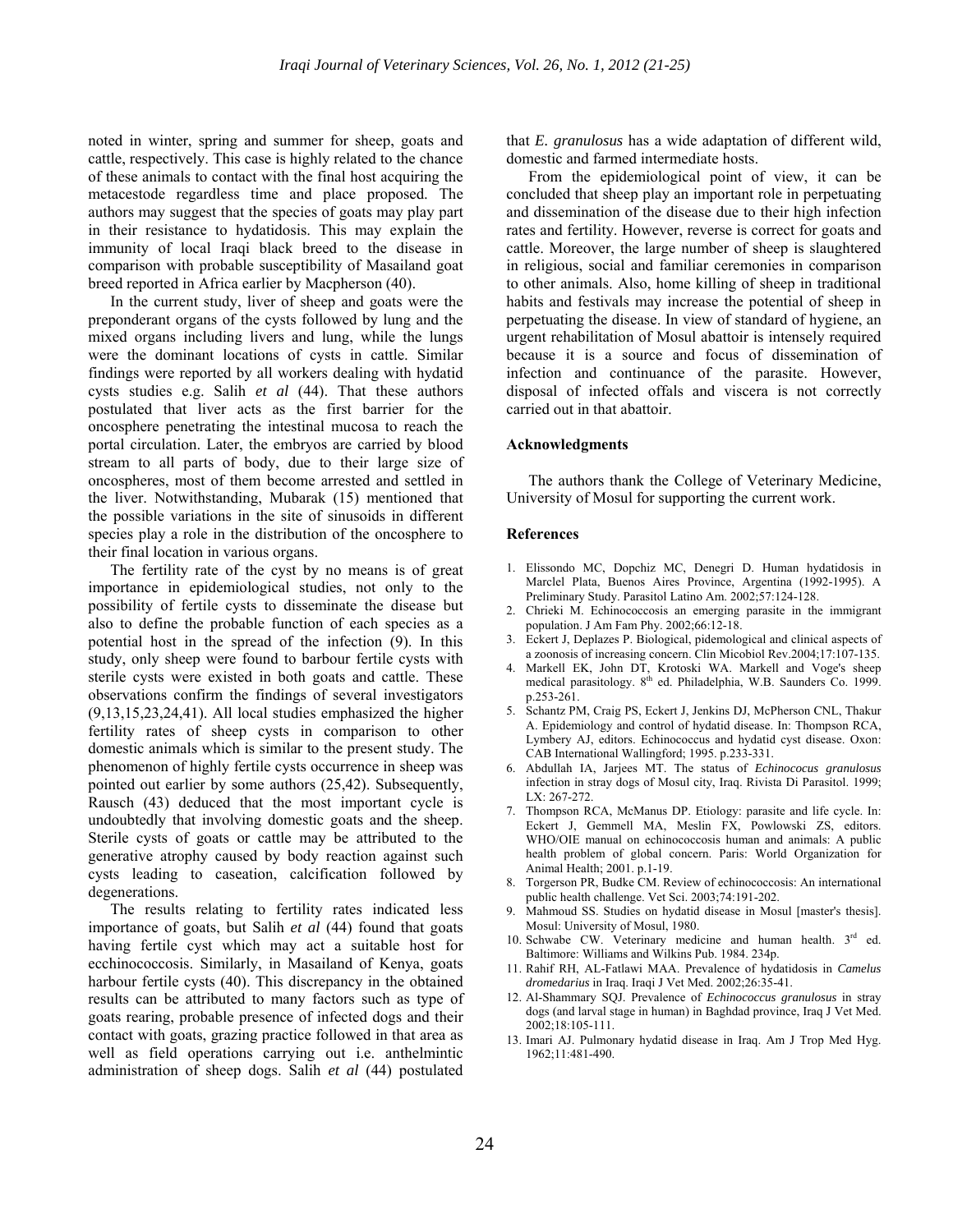noted in winter, spring and summer for sheep, goats and cattle, respectively. This case is highly related to the chance of these animals to contact with the final host acquiring the metacestode regardless time and place proposed. The authors may suggest that the species of goats may play part in their resistance to hydatidosis. This may explain the immunity of local Iraqi black breed to the disease in comparison with probable susceptibility of Masailand goat breed reported in Africa earlier by Macpherson (40).

In the current study, liver of sheep and goats were the preponderant organs of the cysts followed by lung and the mixed organs including livers and lung, while the lungs were the dominant locations of cysts in cattle. Similar findings were reported by all workers dealing with hydatid cysts studies e.g. Salih *et al* (44). That these authors postulated that liver acts as the first barrier for the oncosphere penetrating the intestinal mucosa to reach the portal circulation. Later, the embryos are carried by blood stream to all parts of body, due to their large size of oncospheres, most of them become arrested and settled in the liver. Notwithstanding, Mubarak (15) mentioned that the possible variations in the site of sinusoids in different species play a role in the distribution of the oncosphere to their final location in various organs.

The fertility rate of the cyst by no means is of great importance in epidemiological studies, not only to the possibility of fertile cysts to disseminate the disease but also to define the probable function of each species as a potential host in the spread of the infection (9). In this study, only sheep were found to barbour fertile cysts with sterile cysts were existed in both goats and cattle. These observations confirm the findings of several investigators (9,13,15,23,24,41). All local studies emphasized the higher fertility rates of sheep cysts in comparison to other domestic animals which is similar to the present study. The phenomenon of highly fertile cysts occurrence in sheep was pointed out earlier by some authors (25,42). Subsequently, Rausch (43) deduced that the most important cycle is undoubtedly that involving domestic goats and the sheep. Sterile cysts of goats or cattle may be attributed to the generative atrophy caused by body reaction against such cysts leading to caseation, calcification followed by degenerations.

The results relating to fertility rates indicated less importance of goats, but Salih *et al* (44) found that goats having fertile cyst which may act a suitable host for ecchinococcosis. Similarly, in Masailand of Kenya, goats harbour fertile cysts (40). This discrepancy in the obtained results can be attributed to many factors such as type of goats rearing, probable presence of infected dogs and their contact with goats, grazing practice followed in that area as well as field operations carrying out i.e. anthelmintic administration of sheep dogs. Salih *et al* (44) postulated that *E. granulosus* has a wide adaptation of different wild, domestic and farmed intermediate hosts.

From the epidemiological point of view, it can be concluded that sheep play an important role in perpetuating and dissemination of the disease due to their high infection rates and fertility. However, reverse is correct for goats and cattle. Moreover, the large number of sheep is slaughtered in religious, social and familiar ceremonies in comparison to other animals. Also, home killing of sheep in traditional habits and festivals may increase the potential of sheep in perpetuating the disease. In view of standard of hygiene, an urgent rehabilitation of Mosul abattoir is intensely required because it is a source and focus of dissemination of infection and continuance of the parasite. However, disposal of infected offals and viscera is not correctly carried out in that abattoir.

## Acknowledgments

The authors thank the College of Veterinary Medicine, University of Mosul for supporting the current work.

## References

1. Elissondo MC, Dopchiz MC, Denegri D. Human hydatidosis in Marclel Plata, Buenos Aires Province, Argentina (1992-1995). A Preliminary Study. Parasitol Latino Am. 2002;57:124-128.
2. Chrieki M. Echinococcosis an emerging parasite in the immigrant population. J Am Fam Phy. 2002;66:12-18.
3. Eckert J, Deplazes P. Biological, pidemological and clinical aspects of a zoonosis of increasing concern. Clin Micobiol Rev.2004;17:107-135.
4. Markell EK, John DT, Krotoski WA. Markell and Voge's sheep medical parasitology. 8th ed. Philadelphia, W.B. Saunders Co. 1999. p.253-261.
5. Schantz PM, Craig PS, Eckert J, Jenkins DJ, McPherson CNL, Thakur A. Epidemiology and control of hydatid disease. In: Thompson RCA, Lymbery AJ, editors. Echinococcus and hydatid cyst disease. Oxon: CAB International Wallingford; 1995. p.233-331.
6. Abdullah IA, Jarjees MT. The status of *Echinococus granulosus* infection in stray dogs of Mosul city, Iraq. Rivista Di Parasitol. 1999; LX: 267-272.
7. Thompson RCA, McManus DP. Etiology: parasite and life cycle. In: Eckert J, Gemmell MA, Meslin FX, Powlowski ZS, editors. WHO/OIE manual on echinococcosis human and animals: A public health problem of global concern. Paris: World Organization for Animal Health; 2001. p.1-19.
8. Torgerson PR, Budke CM. Review of echinococcosis: An international public health challenge. Vet Sci. 2003;74:191-202.
9. Mahmoud SS. Studies on hydatid disease in Mosul [master's thesis]. Mosul: University of Mosul, 1980.
10. Schwabe CW. Veterinary medicine and human health. 3rd ed. Baltimore: Williams and Wilkins Pub. 1984. 234p.
11. Rahif RH, AL-Fatlawi MAA. Prevalence of hydatidosis in *Camelus dromedarius* in Iraq. Iraqi J Vet Med. 2002;26:35-41.
12. Al-Shammary SQJ. Prevalence of *Echinococcus granulosus* in stray dogs (and larval stage in human) in Baghdad province, Iraq J Vet Med. 2002;18:105-111.
13. Imari AJ. Pulmonary hydatid disease in Iraq. Am J Trop Med Hyg. 1962;11:481-490.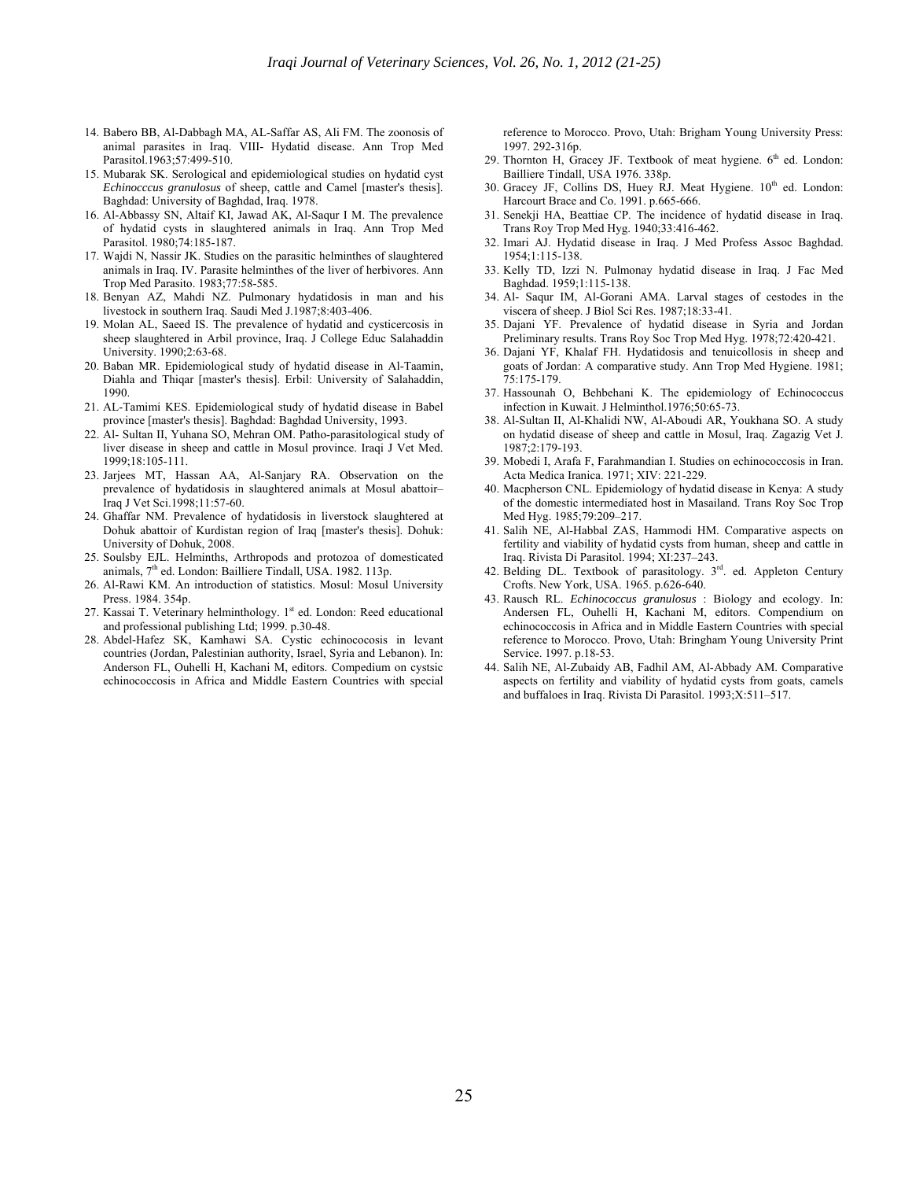14. Babero BB, Al-Dabbagh MA, AL-Saffar AS, Ali FM. The zoonosis of animal parasites in Iraq. VIII- Hydatid disease. Ann Trop Med Parasitol.1963;57:499-510.
15. Mubarak SK. Serological and epidemiological studies on hydatid cyst *Echinocccus granulosus* of sheep, cattle and Camel [master's thesis]. Baghdad: University of Baghdad, Iraq. 1978.
16. Al-Abbassy SN, Altaif KI, Jawad AK, Al-Saqur I M. The prevalence of hydatid cysts in slaughtered animals in Iraq. Ann Trop Med Parasitol. 1980;74:185-187.
17. Wajdi N, Nassir JK. Studies on the parasitic helminthes of slaughtered animals in Iraq. IV. Parasite helminthes of the liver of herbivores. Ann Trop Med Parasito. 1983;77:58-585.
18. Benyan AZ, Mahdi NZ. Pulmonary hydatidosis in man and his livestock in southern Iraq. Saudi Med J.1987;8:403-406.
19. Molan AL, Saeed IS. The prevalence of hydatid and cysticercosis in sheep slaughtered in Arbil province, Iraq. J College Educ Salahaddin University. 1990;2:63-68.
20. Baban MR. Epidemiological study of hydatid disease in Al-Taamin, Diahla and Thiqar [master's thesis]. Erbil: University of Salahaddin, 1990.
21. AL-Tamimi KES. Epidemiological study of hydatid disease in Babel province [master's thesis]. Baghdad: Baghdad University, 1993.
22. Al- Sultan II, Yuhana SO, Mehran OM. Patho-parasitological study of liver disease in sheep and cattle in Mosul province. Iraqi J Vet Med. 1999;18:105-111.
23. Jarjees MT, Hassan AA, Al-Sanjary RA. Observation on the prevalence of hydatidosis in slaughtered animals at Mosul abattoir– Iraq J Vet Sci.1998;11:57-60.
24. Ghaffar NM. Prevalence of hydatidosis in liverstock slaughtered at Dohuk abattoir of Kurdistan region of Iraq [master's thesis]. Dohuk: University of Dohuk, 2008.
25. Soulsby EJL. Helminths, Arthropods and protozoa of domesticated animals, 7th ed. London: Bailliere Tindall, USA. 1982. 113p.
26. Al-Rawi KM. An introduction of statistics. Mosul: Mosul University Press. 1984. 354p.
27. Kassai T. Veterinary helminthology. 1st ed. London: Reed educational and professional publishing Ltd; 1999. p.30-48.
28. Abdel-Hafez SK, Kamhawi SA. Cystic echinococosis in levant countries (Jordan, Palestinian authority, Israel, Syria and Lebanon). In: Anderson FL, Ouhelli H, Kachani M, editors. Compedium on cystsic echinococcosis in Africa and Middle Eastern Countries with special reference to Morocco. Provo, Utah: Brigham Young University Press: 1997. 292-316p.
29. Thornton H, Gracey JF. Textbook of meat hygiene. 6th ed. London: Bailliere Tindall, USA 1976. 338p.
30. Gracey JF, Collins DS, Huey RJ. Meat Hygiene. 10th ed. London: Harcourt Brace and Co. 1991. p.665-666.
31. Senekji HA, Beattiae CP. The incidence of hydatid disease in Iraq. Trans Roy Trop Med Hyg. 1940;33:416-462.
32. Imari AJ. Hydatid disease in Iraq. J Med Profess Assoc Baghdad. 1954;1:115-138.
33. Kelly TD, Izzi N. Pulmonay hydatid disease in Iraq. J Fac Med Baghdad. 1959;1:115-138.
34. Al- Saqur IM, Al-Gorani AMA. Larval stages of cestodes in the viscera of sheep. J Biol Sci Res. 1987;18:33-41.
35. Dajani YF. Prevalence of hydatid disease in Syria and Jordan Preliminary results. Trans Roy Soc Trop Med Hyg. 1978;72:420-421.
36. Dajani YF, Khalaf FH. Hydatidosis and tenuicollosis in sheep and goats of Jordan: A comparative study. Ann Trop Med Hygiene. 1981; 75:175-179.
37. Hassounah O, Behbehani K. The epidemiology of Echinococcus infection in Kuwait. J Helminthol.1976;50:65-73.
38. Al-Sultan II, Al-Khalidi NW, Al-Aboudi AR, Youkhana SO. A study on hydatid disease of sheep and cattle in Mosul, Iraq. Zagazig Vet J. 1987;2:179-193.
39. Mobedi I, Arafa F, Farahmandian I. Studies on echinococcosis in Iran. Acta Medica Iranica. 1971; XIV: 221-229.
40. Macpherson CNL. Epidemiology of hydatid disease in Kenya: A study of the domestic intermediated host in Masailand. Trans Roy Soc Trop Med Hyg. 1985;79:209–217.
41. Salih NE, Al-Habbal ZAS, Hammodi HM. Comparative aspects on fertility and viability of hydatid cysts from human, sheep and cattle in Iraq. Rivista Di Parasitol. 1994; XI:237–243.
42. Belding DL. Textbook of parasitology. 3rd. ed. Appleton Century Crofts. New York, USA. 1965. p.626-640.
43. Rausch RL. *Echinococcus granulosus* : Biology and ecology. In: Andersen FL, Ouhelli H, Kachani M, editors. Compendium on echinococcosis in Africa and in Middle Eastern Countries with special reference to Morocco. Provo, Utah: Bringham Young University Print Service. 1997. p.18-53.
44. Salih NE, Al-Zubaidy AB, Fadhil AM, Al-Abbady AM. Comparative aspects on fertility and viability of hydatid cysts from goats, camels and buffaloes in Iraq. Rivista Di Parasitol. 1993;X:511–517.